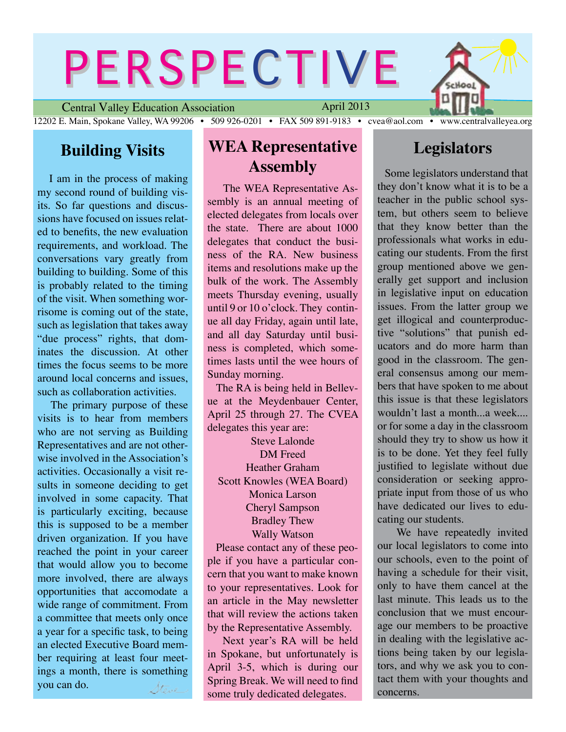# PERSPECTIVE

Central Valley Education Association — April 2013

12202 E. Main, Spokane Valley, WA 99206 • 509 926-0201 • FAX 509 891-9183 • cvea@aol.com • www.centralvalleyea.org

## Building Visits

I am in the process of making my second round of building visits. So far questions and discussions have focused on issues related to benefits, the new evaluation requirements, and workload. The conversations vary greatly from building to building. Some of this is probably related to the timing of the visit. When something worrisome is coming out of the state, such as legislation that takes away "due process" rights, that dominates the discussion. At other times the focus seems to be more around local concerns and issues, such as collaboration activities.

The primary purpose of these visits is to hear from members who are not serving as Building Representatives and are not otherwise involved in the Association's activities. Occasionally a visit results in someone deciding to get involved in some capacity. That is particularly exciting, because this is supposed to be a member driven organization. If you have reached the point in your career that would allow you to become more involved, there are always opportunities that accomodate a wide range of commitment. From a committee that meets only once a year for a specific task, to being an elected Executive Board member requiring at least four meetings a month, there is something you can do.

Steve

## WEA Representative Assembly

The WEA Representative Assembly is an annual meeting of elected delegates from locals over the state. There are about 1000 delegates that conduct the business of the RA. New business items and resolutions make up the bulk of the work. The Assembly meets Thursday evening, usually until 9 or 10 o'clock. They continue all day Friday, again until late, and all day Saturday until business is completed, which sometimes lasts until the wee hours of Sunday morning.

The RA is being held in Bellevue at the Meydenbauer Center, April 25 through 27. The CVEA delegates this year are:

Steve Lalonde  
DM Freed  
Heather Graham  
Scott Knowles (WEA Board)  
Monica Larson  
Cheryl Sampson  
Bradley Thew  
Wally Watson

Please contact any of these people if you have a particular concern that you want to make known to your representatives. Look for an article in the May newsletter that will review the actions taken by the Representative Assembly.

Next year's RA will be held in Spokane, but unfortunately is April 3-5, which is during our Spring Break. We will need to find some truly dedicated delegates.

## Legislators

Some legislators understand that they don't know what it is to be a teacher in the public school system, but others seem to believe that they know better than the professionals what works in educating our students. From the first group mentioned above we generally get support and inclusion in legislative input on education issues. From the latter group we get illogical and counterproductive "solutions" that punish educators and do more harm than good in the classroom. The general consensus among our members that have spoken to me about this issue is that these legislators wouldn't last a month...a week.... or for some a day in the classroom should they try to show us how it is to be done. Yet they feel fully justified to legislate without due consideration or seeking appropriate input from those of us who have dedicated our lives to educating our students.

We have repeatedly invited our local legislators to come into our schools, even to the point of having a schedule for their visit, only to have them cancel at the last minute. This leads us to the conclusion that we must encourage our members to be proactive in dealing with the legislative actions being taken by our legislators, and why we ask you to contact them with your thoughts and concerns.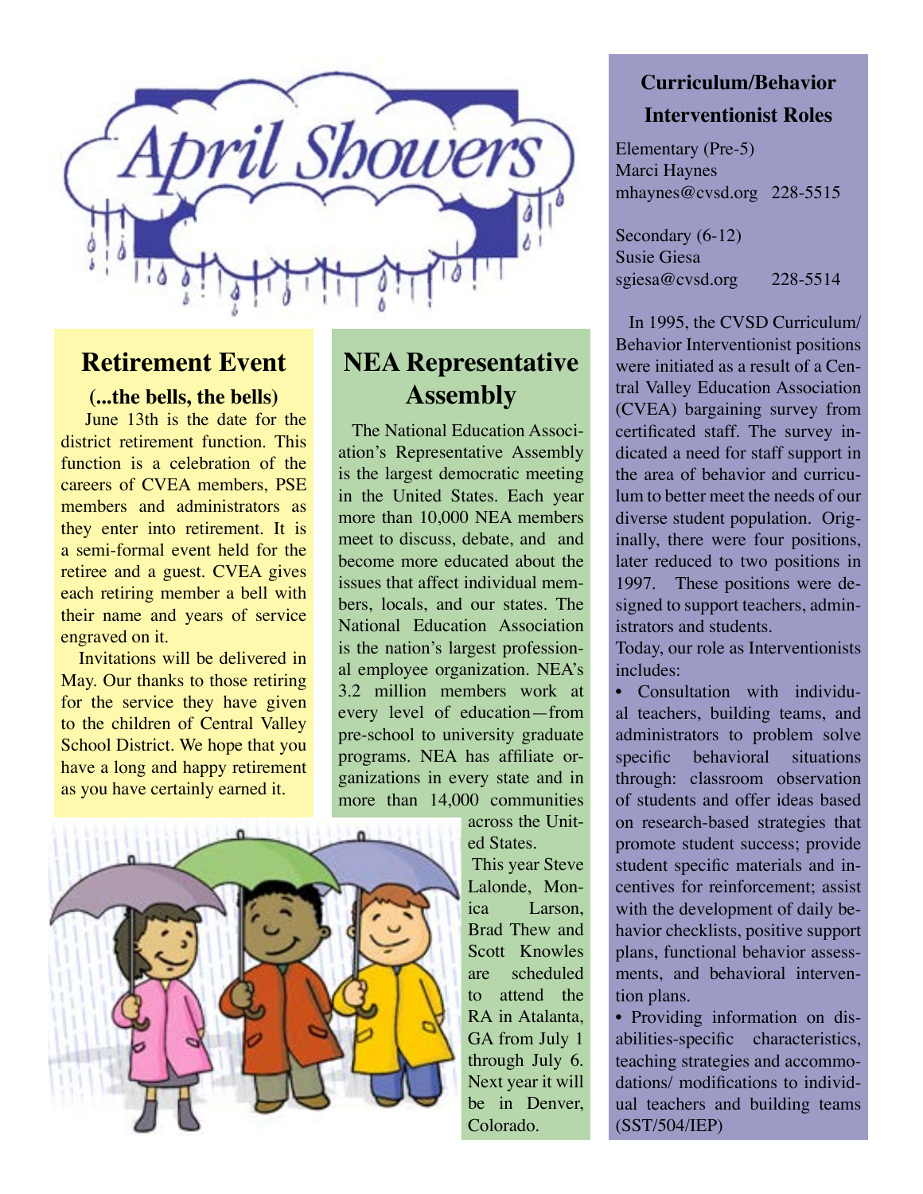# April Showers

## Retirement Event

### (...the bells, the bells)

June 13th is the date for the district retirement function. This function is a celebration of the careers of CVEA members, PSE members and administrators as they enter into retirement. It is a semi-formal event held for the retiree and a guest. CVEA gives each retiring member a bell with their name and years of service engraved on it.

Invitations will be delivered in May. Our thanks to those retiring for the service they have given to the children of Central Valley School District. We hope that you have a long and happy retirement as you have certainly earned it.

## NEA Representative Assembly

The National Education Association's Representative Assembly is the largest democratic meeting in the United States. Each year more than 10,000 NEA members meet to discuss, debate, and and become more educated about the issues that affect individual members, locals, and our states. The National Education Association is the nation's largest professional employee organization. NEA's 3.2 million members work at every level of education—from pre-school to university graduate programs. NEA has affiliate organizations in every state and in more than 14,000 communities across the United States.

This year Steve Lalonde, Monica Larson, Brad Thew and Scott Knowles are scheduled to attend the RA in Atalanta, GA from July 1 through July 6. Next year it will be in Denver, Colorado.

## Curriculum/Behavior Interventionist Roles

Elementary (Pre-5)
Marci Haynes
mhaynes@cvsd.org 228-5515

Secondary (6-12)
Susie Giesa
sgiesa@cvsd.org 228-5514

In 1995, the CVSD Curriculum/ Behavior Interventionist positions were initiated as a result of a Central Valley Education Association (CVEA) bargaining survey from certificated staff. The survey indicated a need for staff support in the area of behavior and curriculum to better meet the needs of our diverse student population. Originally, there were four positions, later reduced to two positions in 1997. These positions were designed to support teachers, administrators and students.

Today, our role as Interventionists includes:

- Consultation with individual teachers, building teams, and administrators to problem solve specific behavioral situations through: classroom observation of students and offer ideas based on research-based strategies that promote student success; provide student specific materials and incentives for reinforcement; assist with the development of daily behavior checklists, positive support plans, functional behavior assessments, and behavioral intervention plans.
- Providing information on disabilities-specific characteristics, teaching strategies and accommodations/ modifications to individual teachers and building teams (SST/504/IEP)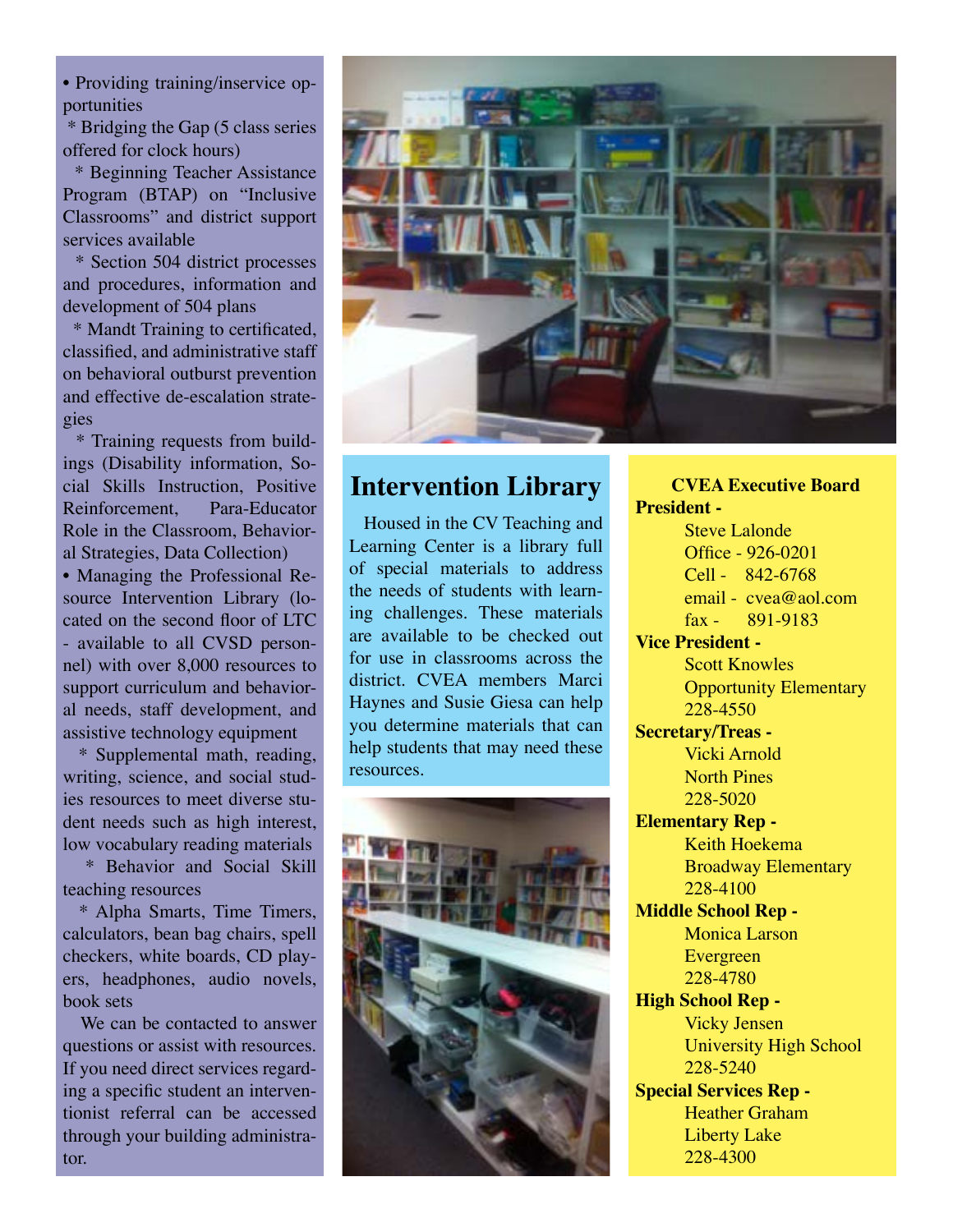• Providing training/inservice opportunities

* Bridging the Gap (5 class series offered for clock hours)

* Beginning Teacher Assistance Program (BTAP) on "Inclusive Classrooms" and district support services available

* Section 504 district processes and procedures, information and development of 504 plans

* Mandt Training to certificated, classified, and administrative staff on behavioral outburst prevention and effective de-escalation strategies

* Training requests from buildings (Disability information, Social Skills Instruction, Positive Reinforcement, Para-Educator Role in the Classroom, Behavioral Strategies, Data Collection)

• Managing the Professional Resource Intervention Library (located on the second floor of LTC - available to all CVSD personnel) with over 8,000 resources to support curriculum and behavioral needs, staff development, and assistive technology equipment

* Supplemental math, reading, writing, science, and social studies resources to meet diverse student needs such as high interest, low vocabulary reading materials

* Behavior and Social Skill teaching resources

* Alpha Smarts, Time Timers, calculators, bean bag chairs, spell checkers, white boards, CD players, headphones, audio novels, book sets

We can be contacted to answer questions or assist with resources. If you need direct services regarding a specific student an interventionist referral can be accessed through your building administrator.

## Intervention Library

Housed in the CV Teaching and Learning Center is a library full of special materials to address the needs of students with learning challenges. These materials are available to be checked out for use in classrooms across the district. CVEA members Marci Haynes and Susie Giesa can help you determine materials that can help students that may need these resources.

**CVEA Executive Board**

**President -**
Steve Lalonde
Office - 926-0201
Cell - 842-6768
email - cvea@aol.com
fax - 891-9183

**Vice President -**
Scott Knowles
Opportunity Elementary
228-4550

**Secretary/Treas -**
Vicki Arnold
North Pines
228-5020

**Elementary Rep -**
Keith Hoekema
Broadway Elementary
228-4100

**Middle School Rep -**
Monica Larson
Evergreen
228-4780

**High School Rep -**
Vicky Jensen
University High School
228-5240

**Special Services Rep -**
Heather Graham
Liberty Lake
228-4300